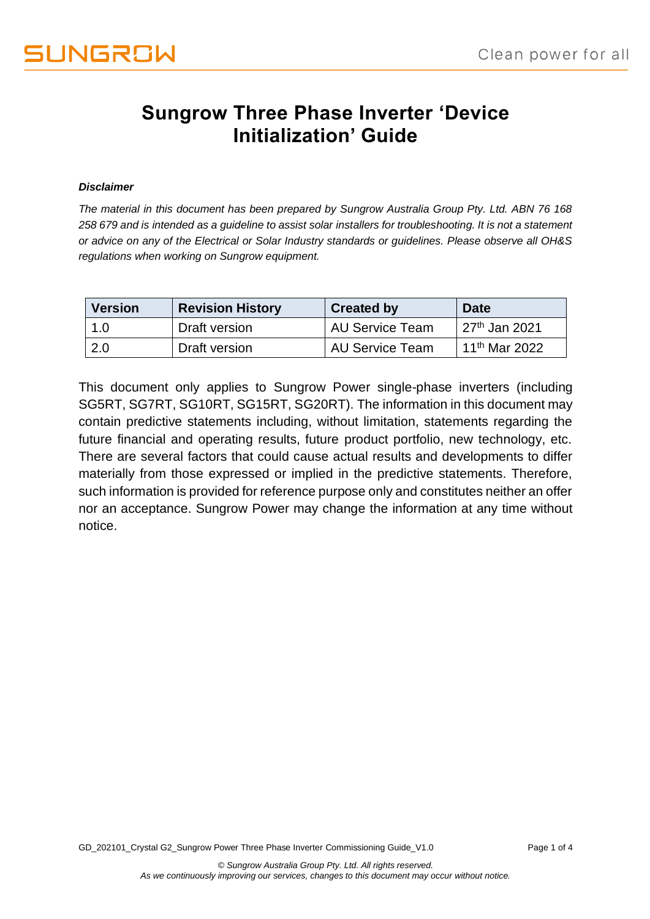# Sungrow Three Phase Inverter 'Device Initialization' Guide

***Disclaimer***

*The material in this document has been prepared by Sungrow Australia Group Pty. Ltd. ABN 76 168 258 679 and is intended as a guideline to assist solar installers for troubleshooting. It is not a statement or advice on any of the Electrical or Solar Industry standards or guidelines. Please observe all OH&S regulations when working on Sungrow equipment.*

| Version | Revision History | Created by | Date |
| --- | --- | --- | --- |
| 1.0 | Draft version | AU Service Team | 27th Jan 2021 |
| 2.0 | Draft version | AU Service Team | 11th Mar 2022 |

This document only applies to Sungrow Power single-phase inverters (including SG5RT, SG7RT, SG10RT, SG15RT, SG20RT). The information in this document may contain predictive statements including, without limitation, statements regarding the future financial and operating results, future product portfolio, new technology, etc. There are several factors that could cause actual results and developments to differ materially from those expressed or implied in the predictive statements. Therefore, such information is provided for reference purpose only and constitutes neither an offer nor an acceptance. Sungrow Power may change the information at any time without notice.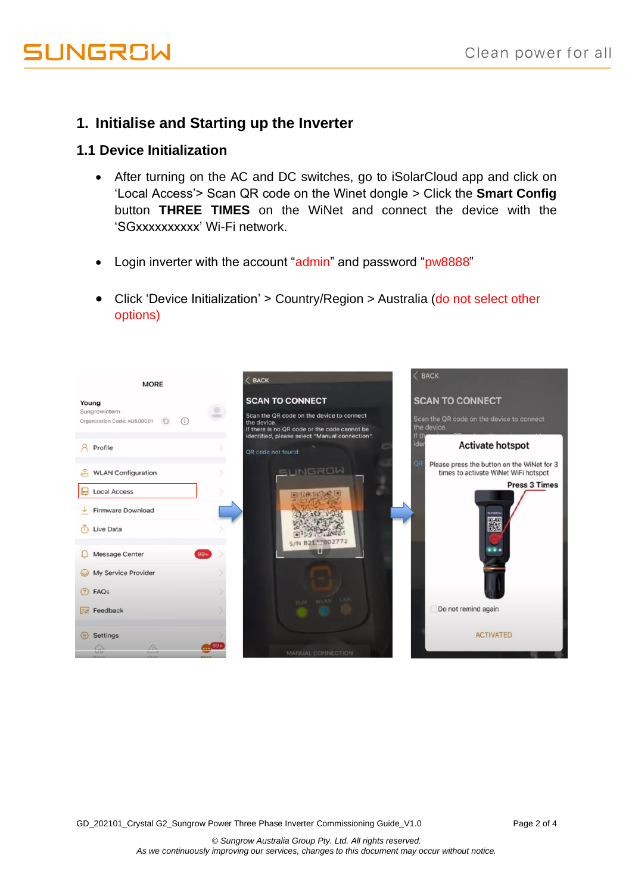# 1. Initialise and Starting up the Inverter

## 1.1 Device Initialization

- After turning on the AC and DC switches, go to iSolarCloud app and click on 'Local Access'> Scan QR code on the Winet dongle > Click the **Smart Config** button **THREE TIMES** on the WiNet and connect the device with the 'SGxxxxxxxxxx' Wi-Fi network.

- Login inverter with the account "admin" and password "pw8888"

- Click 'Device Initialization' > Country/Region > Australia (do not select other options)

© Sungrow Australia Group Pty. Ltd. All rights reserved.
As we continuously improving our services, changes to this document may occur without notice.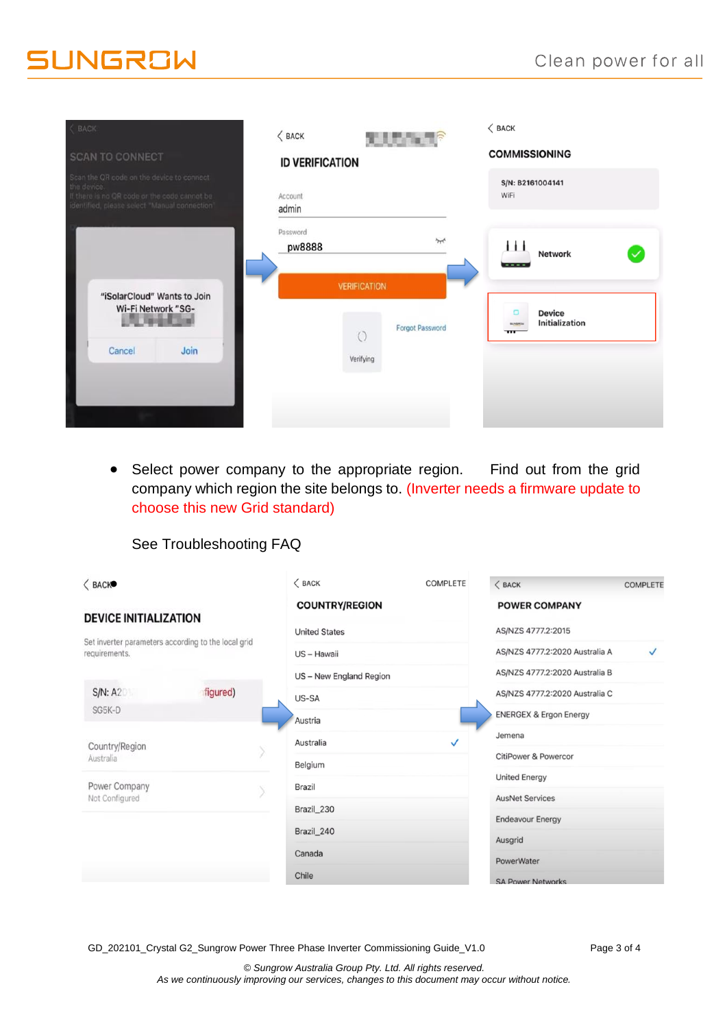- Select power company to the appropriate region. Find out from the grid company which region the site belongs to. (Inverter needs a firmware update to choose this new Grid standard)

  See Troubleshooting FAQ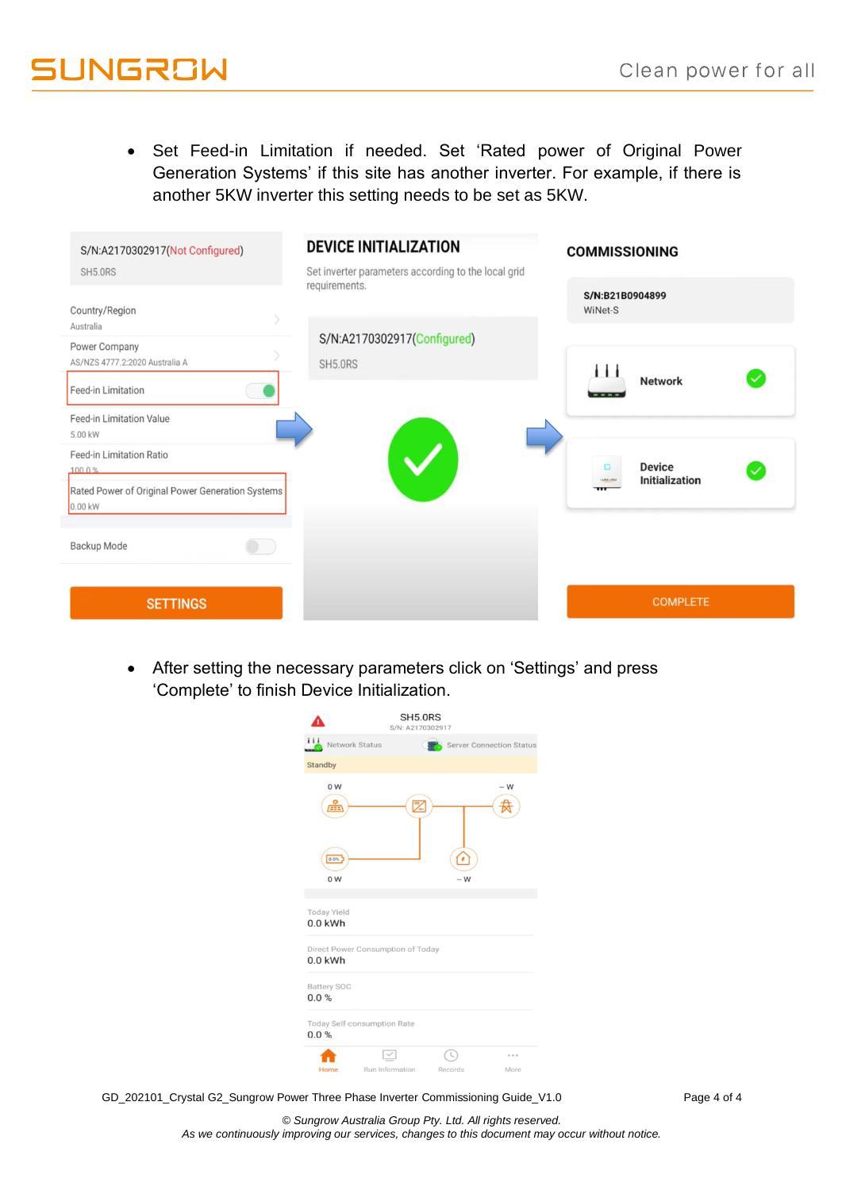- Set Feed-in Limitation if needed. Set 'Rated power of Original Power Generation Systems' if this site has another inverter. For example, if there is another 5KW inverter this setting needs to be set as 5KW.

S/N:A2170302917(Not Configured)
SH5.0RS

Country/Region
Australia

Power Company
AS/NZS 4777.2:2020 Australia A

Feed-in Limitation

Feed-in Limitation Value
5.00 kW

Feed-in Limitation Ratio
100.0 %

Rated Power of Original Power Generation Systems
0.00 kW

Backup Mode

SETTINGS

DEVICE INITIALIZATION

Set inverter parameters according to the local grid requirements.

S/N:A2170302917(Configured)
SH5.0RS

COMMISSIONING

S/N:B21B0904899
WiNet-S

Network

Device Initialization

COMPLETE

- After setting the necessary parameters click on 'Settings' and press 'Complete' to finish Device Initialization.

SH5.0RS
S/N: A2170302917

Network Status
Server Connection Status

Standby

0 W
-- W
0 W
-- W

Today Yield
0.0 kWh

Direct Power Consumption of Today
0.0 kWh

Battery SOC
0.0 %

Today Self-consumption Rate
0.0 %

Home
Run Information
Records
More

GD_202101_Crystal G2_Sungrow Power Three Phase Inverter Commissioning Guide_V1.0

*© Sungrow Australia Group Pty. Ltd. All rights reserved.*
*As we continuously improving our services, changes to this document may occur without notice.*